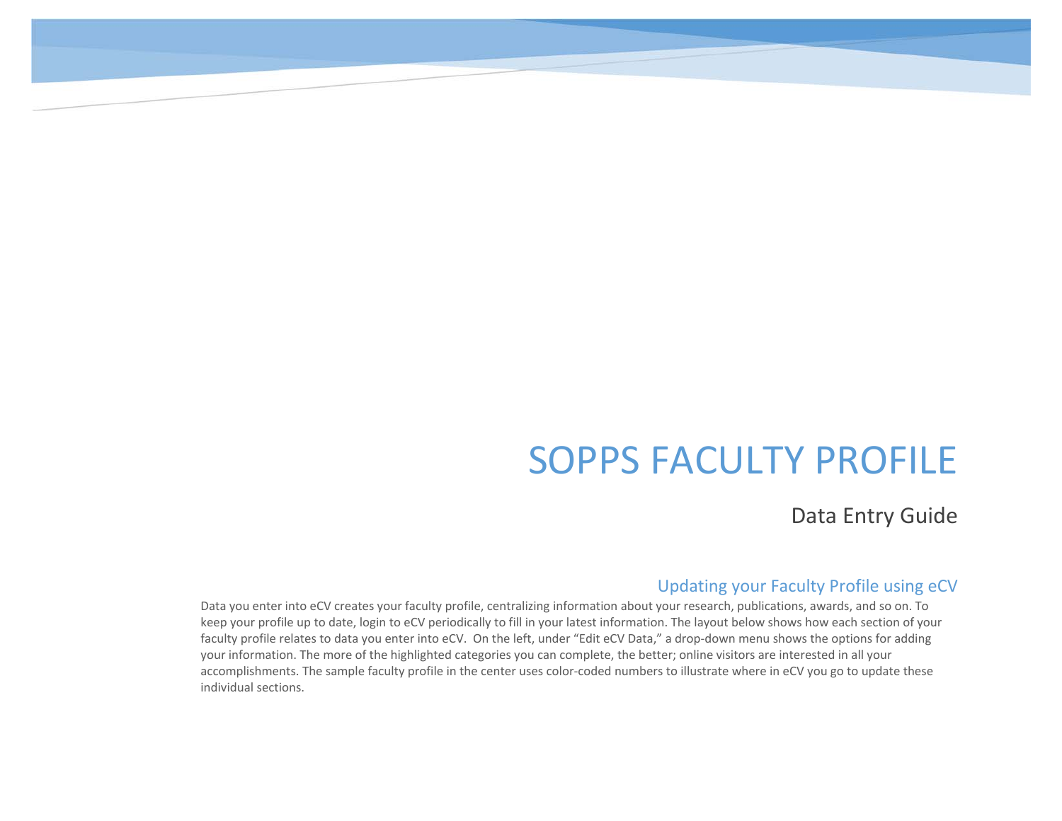# SOPPS FACULTY PROFILE

## Data Entry Guide

### Updating your Faculty Profile using eCV

Data you enter into eCV creates your faculty profile, centralizing information about your research, publications, awards, and so on. To keep your profile up to date, login to eCV periodically to fill in your latest information. The layout below shows how each section of your faculty profile relates to data you enter into eCV. On the left, under "Edit eCV Data," a drop-down menu shows the options for adding your information. The more of the highlighted categories you can complete, the better; online visitors are interested in all your accomplishments. The sample faculty profile in the center uses color-coded numbers to illustrate where in eCV you go to update these individual sections.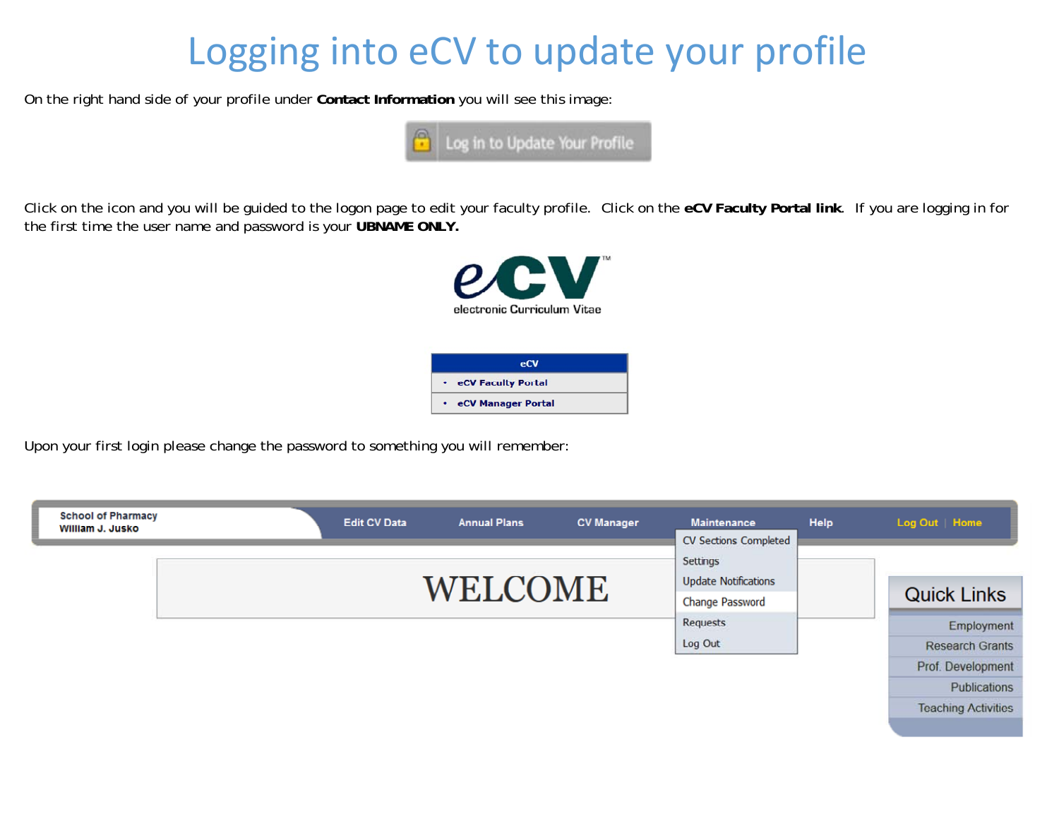# Logging into eCV to update your profile

On the right hand side of your profile under **Contact Information** you will see this image:

Log in to Update Your Profile

Click on the icon and you will be guided to the logon page to edit your faculty profile. Click on the **eCV Faculty Portal link**. If you are logging in for the first time the user name and password is your **UBNAME ONLY.**

eCV™
electronic Curriculum Vitae

| eCV |
| --- |
| • eCV Faculty Portal |
| • eCV Manager Portal |

Upon your first login please change the password to something you will remember:

School of Pharmacy
William J. Jusko

Edit CV Data | Annual Plans | CV Manager | Maintenance | Help | Log Out | Home

- CV Sections Completed
- Settings
- Update Notifications
- Change Password
- Requests
- Log Out

WELCOME

Quick Links
- Employment
- Research Grants
- Prof. Development
- Publications
- Teaching Activities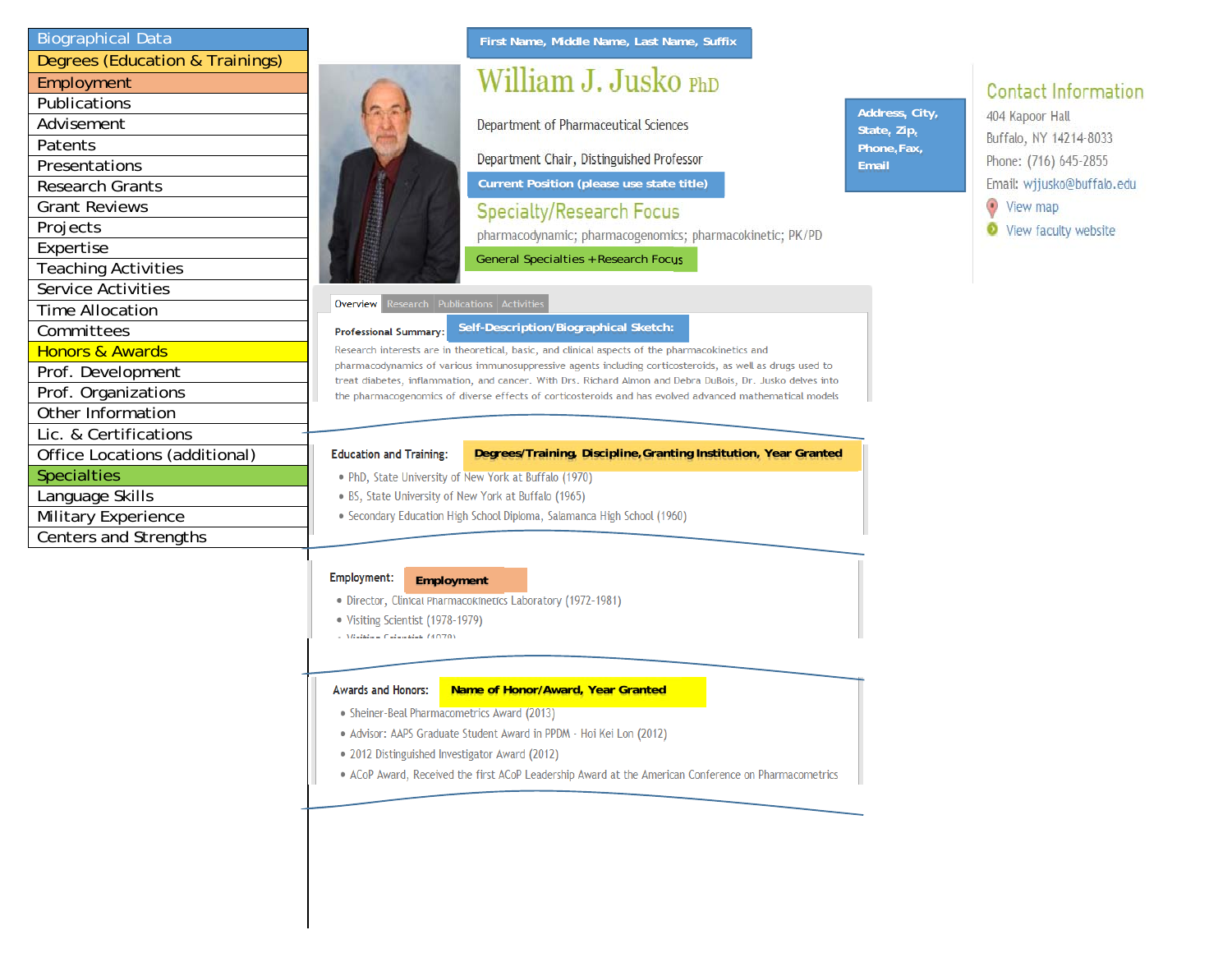- Biographical Data
- Degrees (Education & Trainings)
- Employment
- Publications
- Advisement
- Patents
- Presentations
- Research Grants
- Grant Reviews
- Projects
- Expertise
- Teaching Activities
- Service Activities
- Time Allocation
- Committees
- Honors & Awards
- Prof. Development
- Prof. Organizations
- Other Information
- Lic. & Certifications
- Office Locations (additional)
- Specialties
- Language Skills
- Military Experience
- Centers and Strengths

**First Name, Middle Name, Last Name, Suffix**

# William J. Jusko PhD

Department of Pharmaceutical Sciences

Department Chair, Distinguished Professor

**Current Position (please use state title)**

## Specialty/Research Focus

pharmacodynamic; pharmacogenomics; pharmacokinetic; PK/PD

**General Specialties + Research Focus**

**Address, City, State, Zip, Phone, Fax, Email**

## Contact Information

404 Kapoor Hall
Buffalo, NY 14214-8033
Phone: (716) 645-2855
Email: wjjusko@buffalo.edu
View map
View faculty website

Overview | Research | Publications | Activities

**Professional Summary:** **Self-Description/Biographical Sketch:**

Research interests are in theoretical, basic, and clinical aspects of the pharmacokinetics and pharmacodynamics of various immunosuppressive agents including corticosteroids, as well as drugs used to treat diabetes, inflammation, and cancer. With Drs. Richard Almon and Debra DuBois, Dr. Jusko delves into the pharmacogenomics of diverse effects of corticosteroids and has evolved advanced mathematical models

**Education and Training:** **Degrees/Training, Discipline, Granting Institution, Year Granted**

- PhD, State University of New York at Buffalo (1970)
- BS, State University of New York at Buffalo (1965)
- Secondary Education High School Diploma, Salamanca High School (1960)

**Employment:** **Employment**

- Director, Clinical Pharmacokinetics Laboratory (1972-1981)
- Visiting Scientist (1978-1979)
- Visiting Scientist (1979)

**Awards and Honors:** **Name of Honor/Award, Year Granted**

- Sheiner-Beal Pharmacometrics Award (2013)
- Advisor: AAPS Graduate Student Award in PPDM - Hoi Kei Lon (2012)
- 2012 Distinguished Investigator Award (2012)
- ACoP Award, Received the first ACoP Leadership Award at the American Conference on Pharmacometrics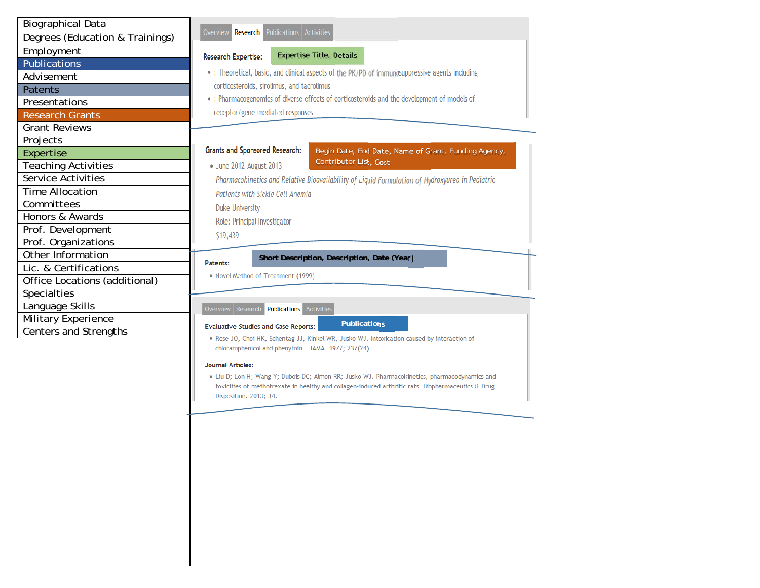- Biographical Data
- Degrees (Education & Trainings)
- Employment
- Publications
- Advisement
- Patents
- Presentations
- Research Grants
- Grant Reviews
- Projects
- Expertise
- Teaching Activities
- Service Activities
- Time Allocation
- Committees
- Honors & Awards
- Prof. Development
- Prof. Organizations
- Other Information
- Lic. & Certifications
- Office Locations (additional)
- Specialties
- Language Skills
- Military Experience
- Centers and Strengths

Overview | Research | Publications | Activities

**Research Expertise:** Expertise Title, Details

- : Theoretical, basic, and clinical aspects of the PK/PD of immunosuppressive agents including corticosteroids, sirolimus, and tacrolimus
- : Pharmacogenomics of diverse effects of corticosteroids and the development of models of receptor/gene-mediated responses

**Grants and Sponsored Research:** Begin Date, End Date, Name of Grant, Funding Agency, Contributor List, Cost

- June 2012-August 2013
  *Pharmacokinetics and Relative Bioavailability of Liquid Formulation of Hydroxyurea in Pediatric Patients with Sickle Cell Anemia*
  Duke University
  Role: Principal Investigator
  $19,439

**Patents:** Short Description, Description, Date (Year)

- Novel Method of Treatment (1999)

Overview | Research | Publications | Activities

**Evaluative Studies and Case Reports:** Publications

- Rose JQ, Choi HK, Schentag JJ, Kinkel WR, Jusko WJ. Intoxication caused by interaction of chloramphenicol and phenytoin.. JAMA. 1977; 237(24).

**Journal Articles:**

- Liu D; Lon H; Wang Y; Dubois DC; Almon RR; Jusko WJ. Pharmacokinetics, pharmacodynamics and toxicities of methotrexate in healthy and collagen-induced arthritic rats. Biopharmaceutics & Drug Disposition. 2013; 34.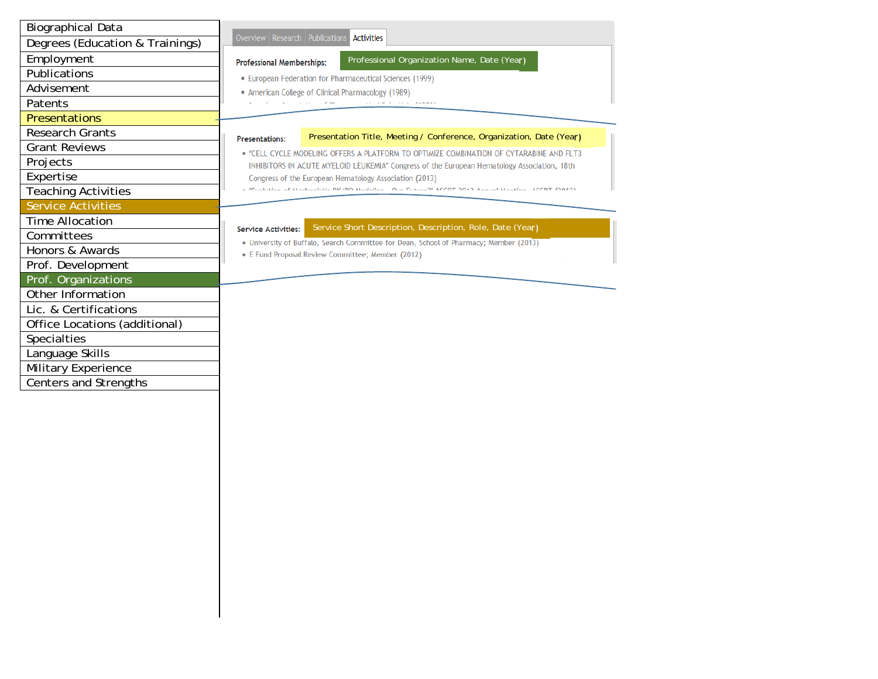- Biographical Data
- Degrees (Education & Trainings)
- Employment
- Publications
- Advisement
- Patents
- Presentations
- Research Grants
- Grant Reviews
- Projects
- Expertise
- Teaching Activities
- Service Activities
- Time Allocation
- Committees
- Honors & Awards
- Prof. Development
- Prof. Organizations
- Other Information
- Lic. & Certifications
- Office Locations (additional)
- Specialties
- Language Skills
- Military Experience
- Centers and Strengths

Overview | Research | Publications | Activities

**Professional Memberships:** Professional Organization Name, Date (Year)

- European Federation for Pharmaceutical Sciences (1999)
- American College of Clinical Pharmacology (1989)

**Presentations:** Presentation Title, Meeting / Conference, Organization, Date (Year)

- "CELL CYCLE MODELING OFFERS A PLATFORM TO OPTIMIZE COMBINATION OF CYTARABINE AND FLT3 INHIBITORS IN ACUTE MYELOID LEUKEMIA" Congress of the European Hematology Association, 18th Congress of the European Hematology Association (2013)

**Service Activities:** Service Short Description, Description, Role, Date (Year)

- University of Buffalo, Search Committee for Dean, School of Pharmacy; Member (2013)
- E Fund Proposal Review Committee; Member (2012)